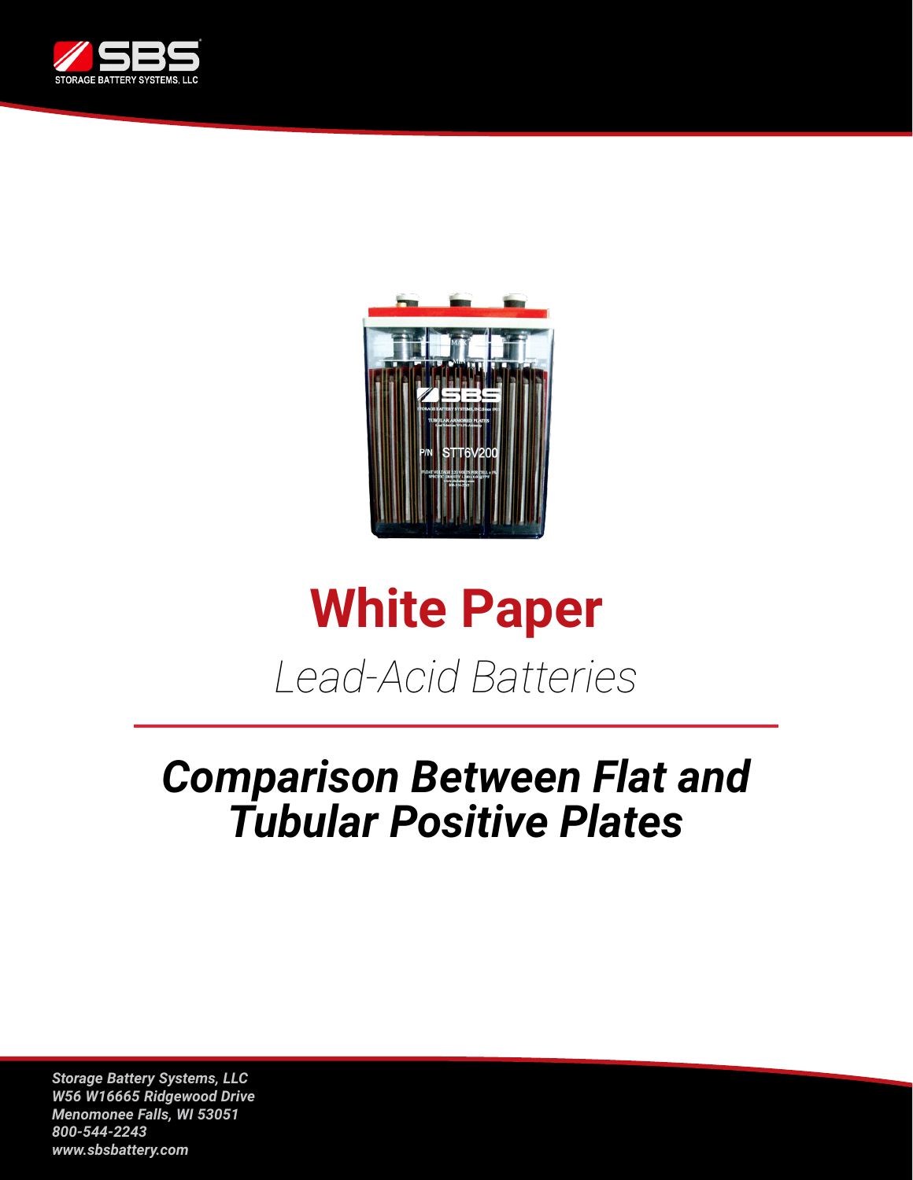STORAGE BATTERY SYSTEMS, LLC

# White Paper

*Lead-Acid Batteries*

## *Comparison Between Flat and Tubular Positive Plates*

***Storage Battery Systems, LLC***
***W56 W16665 Ridgewood Drive***
***Menomonee Falls, WI 53051***
***800-544-2243***
***www.sbsbattery.com***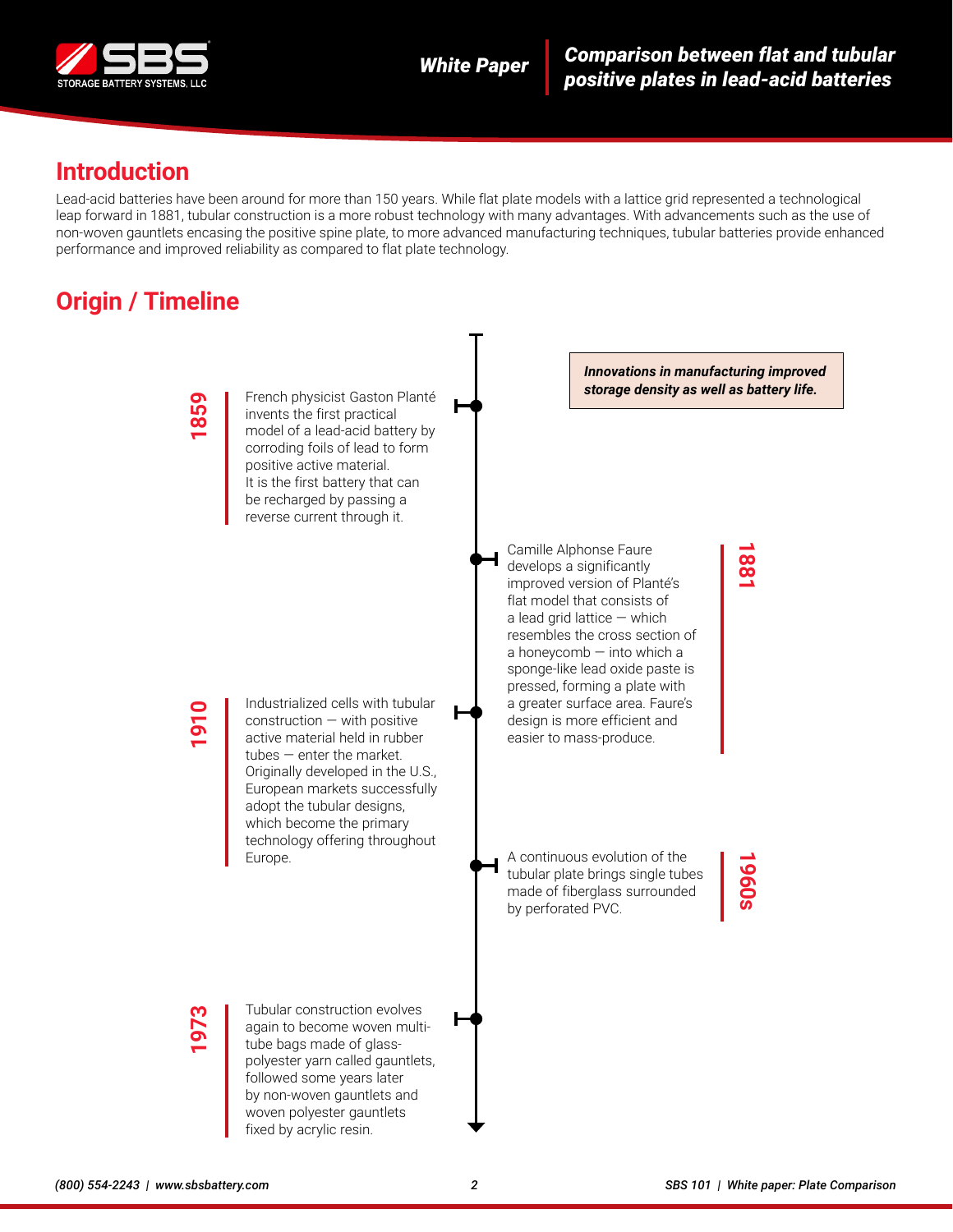## Introduction

Lead-acid batteries have been around for more than 150 years. While flat plate models with a lattice grid represented a technological leap forward in 1881, tubular construction is a more robust technology with many advantages. With advancements such as the use of non-woven gauntlets encasing the positive spine plate, to more advanced manufacturing techniques, tubular batteries provide enhanced performance and improved reliability as compared to flat plate technology.

## Origin / Timeline

***Innovations in manufacturing improved storage density as well as battery life.***

**1859**

French physicist Gaston Planté invents the first practical model of a lead-acid battery by corroding foils of lead to form positive active material.
It is the first battery that can be recharged by passing a reverse current through it.

**1881**

Camille Alphonse Faure develops a significantly improved version of Planté's flat model that consists of a lead grid lattice — which resembles the cross section of a honeycomb — into which a sponge-like lead oxide paste is pressed, forming a plate with a greater surface area. Faure's design is more efficient and easier to mass-produce.

**1910**

Industrialized cells with tubular construction — with positive active material held in rubber tubes — enter the market. Originally developed in the U.S., European markets successfully adopt the tubular designs, which become the primary technology offering throughout Europe.

**1960s**

A continuous evolution of the tubular plate brings single tubes made of fiberglass surrounded by perforated PVC.

**1973**

Tubular construction evolves again to become woven multi-tube bags made of glass-polyester yarn called gauntlets, followed some years later by non-woven gauntlets and woven polyester gauntlets fixed by acrylic resin.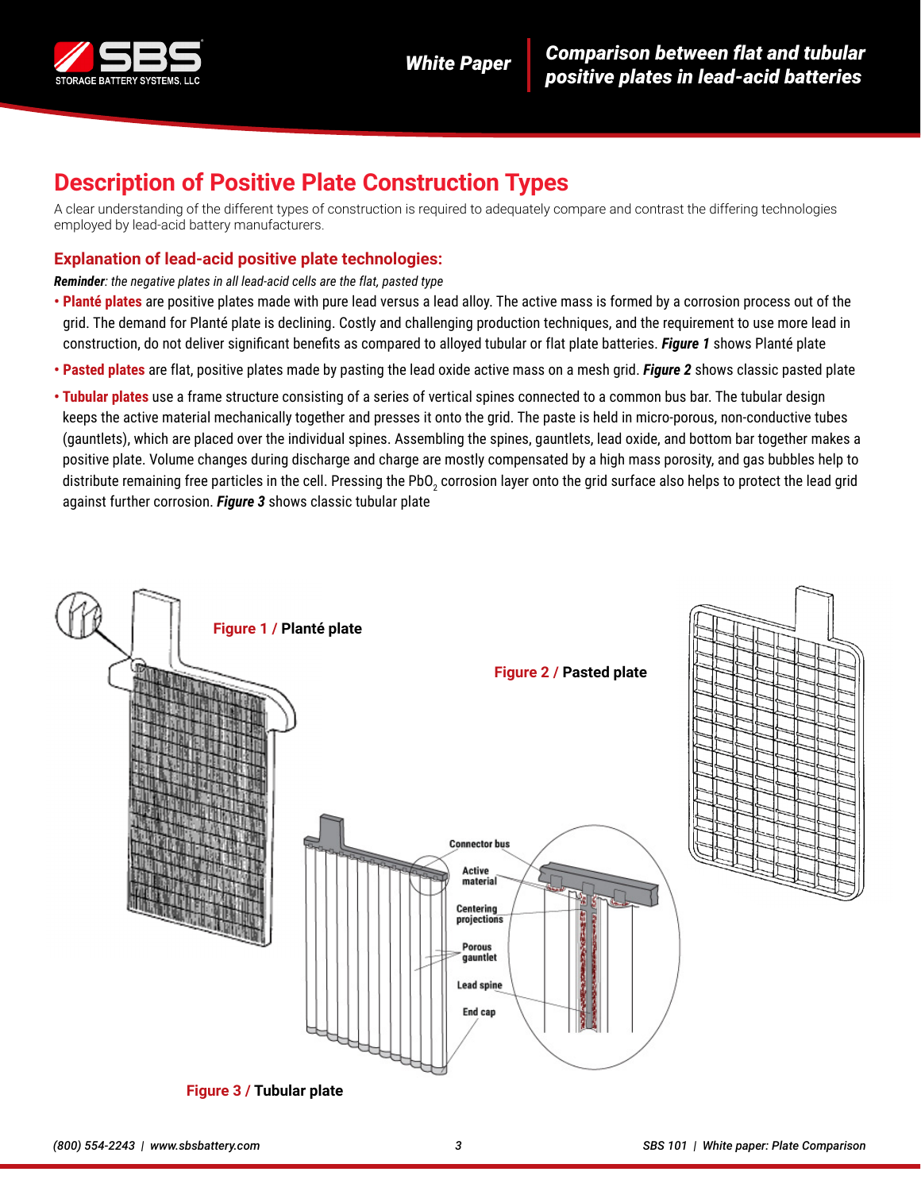## Description of Positive Plate Construction Types

A clear understanding of the different types of construction is required to adequately compare and contrast the differing technologies employed by lead-acid battery manufacturers.

### Explanation of lead-acid positive plate technologies:

***Reminder**: the negative plates in all lead-acid cells are the flat, pasted type*

- **Planté plates** are positive plates made with pure lead versus a lead alloy. The active mass is formed by a corrosion process out of the grid. The demand for Planté plate is declining. Costly and challenging production techniques, and the requirement to use more lead in construction, do not deliver significant benefits as compared to alloyed tubular or flat plate batteries. ***Figure 1*** shows Planté plate
- **Pasted plates** are flat, positive plates made by pasting the lead oxide active mass on a mesh grid. ***Figure 2*** shows classic pasted plate
- **Tubular plates** use a frame structure consisting of a series of vertical spines connected to a common bus bar. The tubular design keeps the active material mechanically together and presses it onto the grid. The paste is held in micro-porous, non-conductive tubes (gauntlets), which are placed over the individual spines. Assembling the spines, gauntlets, lead oxide, and bottom bar together makes a positive plate. Volume changes during discharge and charge are mostly compensated by a high mass porosity, and gas bubbles help to distribute remaining free particles in the cell. Pressing the $PbO_2$ corrosion layer onto the grid surface also helps to protect the lead grid against further corrosion. ***Figure 3*** shows classic tubular plate

**Figure 1 / Planté plate**

**Figure 2 / Pasted plate**

Connector bus

Active material

Centering projections

Porous gauntlet

Lead spine

End cap

**Figure 3 / Tubular plate**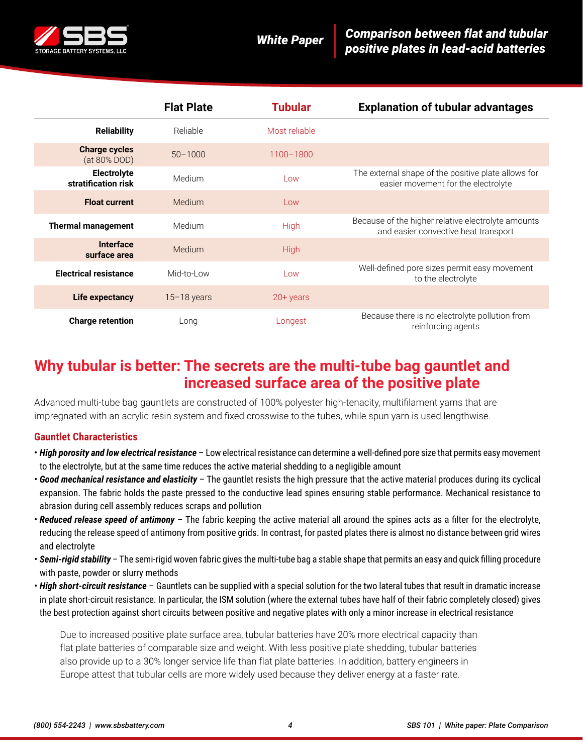| | Flat Plate | Tubular | Explanation of tubular advantages |
|---|---|---|---|
| **Reliability** | Reliable | Most reliable | |
| **Charge cycles** (at 80% DOD) | 50–1000 | 1100–1800 | |
| **Electrolyte stratification risk** | Medium | Low | The external shape of the positive plate allows for easier movement for the electrolyte |
| **Float current** | Medium | Low | |
| **Thermal management** | Medium | High | Because of the higher relative electrolyte amounts and easier convective heat transport |
| **Interface surface area** | Medium | High | |
| **Electrical resistance** | Mid-to-Low | Low | Well-defined pore sizes permit easy movement to the electrolyte |
| **Life expectancy** | 15–18 years | 20+ years | |
| **Charge retention** | Long | Longest | Because there is no electrolyte pollution from reinforcing agents |

## Why tubular is better: The secrets are the multi-tube bag gauntlet and increased surface area of the positive plate

Advanced multi-tube bag gauntlets are constructed of 100% polyester high-tenacity, multifilament yarns that are impregnated with an acrylic resin system and fixed crosswise to the tubes, while spun yarn is used lengthwise.

### Gauntlet Characteristics

- ***High porosity and low electrical resistance*** – Low electrical resistance can determine a well-defined pore size that permits easy movement to the electrolyte, but at the same time reduces the active material shedding to a negligible amount
- ***Good mechanical resistance and elasticity*** – The gauntlet resists the high pressure that the active material produces during its cyclical expansion. The fabric holds the paste pressed to the conductive lead spines ensuring stable performance. Mechanical resistance to abrasion during cell assembly reduces scraps and pollution
- ***Reduced release speed of antimony*** – The fabric keeping the active material all around the spines acts as a filter for the electrolyte, reducing the release speed of antimony from positive grids. In contrast, for pasted plates there is almost no distance between grid wires and electrolyte
- ***Semi-rigid stability*** – The semi-rigid woven fabric gives the multi-tube bag a stable shape that permits an easy and quick filling procedure with paste, powder or slurry methods
- ***High short-circuit resistance*** – Gauntlets can be supplied with a special solution for the two lateral tubes that result in dramatic increase in plate short-circuit resistance. In particular, the ISM solution (where the external tubes have half of their fabric completely closed) gives the best protection against short circuits between positive and negative plates with only a minor increase in electrical resistance

Due to increased positive plate surface area, tubular batteries have 20% more electrical capacity than flat plate batteries of comparable size and weight. With less positive plate shedding, tubular batteries also provide up to a 30% longer service life than flat plate batteries. In addition, battery engineers in Europe attest that tubular cells are more widely used because they deliver energy at a faster rate.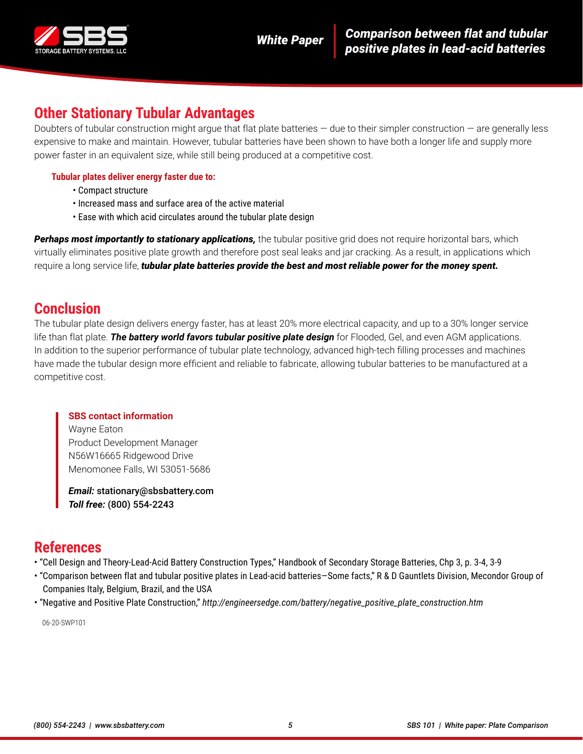## Other Stationary Tubular Advantages

Doubters of tubular construction might argue that flat plate batteries — due to their simpler construction — are generally less expensive to make and maintain. However, tubular batteries have been shown to have both a longer life and supply more power faster in an equivalent size, while still being produced at a competitive cost.

**Tubular plates deliver energy faster due to:**

- Compact structure
- Increased mass and surface area of the active material
- Ease with which acid circulates around the tubular plate design

***Perhaps most importantly to stationary applications,*** the tubular positive grid does not require horizontal bars, which virtually eliminates positive plate growth and therefore post seal leaks and jar cracking. As a result, in applications which require a long service life, ***tubular plate batteries provide the best and most reliable power for the money spent.***

## Conclusion

The tubular plate design delivers energy faster, has at least 20% more electrical capacity, and up to a 30% longer service life than flat plate. ***The battery world favors tubular positive plate design*** for Flooded, Gel, and even AGM applications. In addition to the superior performance of tubular plate technology, advanced high-tech filling processes and machines have made the tubular design more efficient and reliable to fabricate, allowing tubular batteries to be manufactured at a competitive cost.

**SBS contact information**
Wayne Eaton
Product Development Manager
N56W16665 Ridgewood Drive
Menomonee Falls, WI 53051-5686

***Email:*** stationary@sbsbattery.com
***Toll free:*** (800) 554-2243

## References

- "Cell Design and Theory-Lead-Acid Battery Construction Types," Handbook of Secondary Storage Batteries, Chp 3, p. 3-4, 3-9
- "Comparison between flat and tubular positive plates in Lead-acid batteries—Some facts," R & D Gauntlets Division, Mecondor Group of Companies Italy, Belgium, Brazil, and the USA
- "Negative and Positive Plate Construction," *http://engineersedge.com/battery/negative_positive_plate_construction.htm*

06-20-SWP101